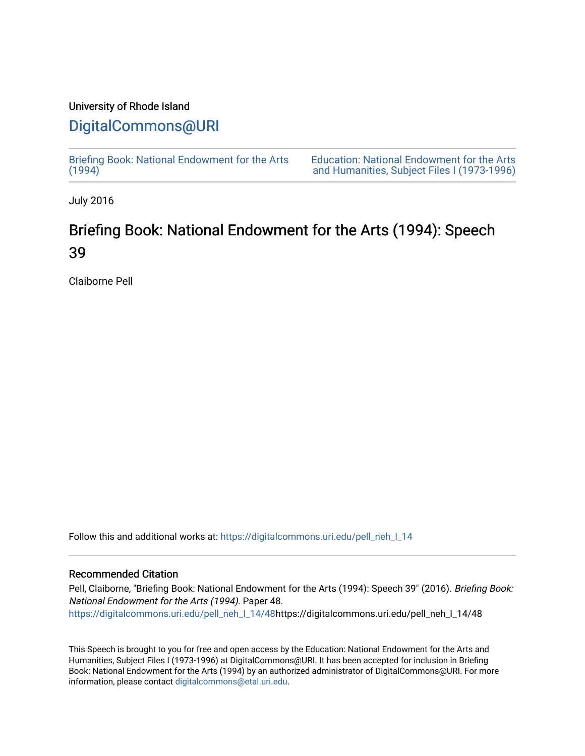University of Rhode Island

# DigitalCommons@URI

Briefing Book: National Endowment for the Arts (1994)

Education: National Endowment for the Arts and Humanities, Subject Files I (1973-1996)

July 2016

## Briefing Book: National Endowment for the Arts (1994): Speech 39

Claiborne Pell

Follow this and additional works at: https://digitalcommons.uri.edu/pell_neh_I_14

### Recommended Citation

Pell, Claiborne, "Briefing Book: National Endowment for the Arts (1994): Speech 39" (2016). *Briefing Book: National Endowment for the Arts (1994)*. Paper 48.
https://digitalcommons.uri.edu/pell_neh_I_14/48https://digitalcommons.uri.edu/pell_neh_I_14/48

This Speech is brought to you for free and open access by the Education: National Endowment for the Arts and Humanities, Subject Files I (1973-1996) at DigitalCommons@URI. It has been accepted for inclusion in Briefing Book: National Endowment for the Arts (1994) by an authorized administrator of DigitalCommons@URI. For more information, please contact digitalcommons@etal.uri.edu.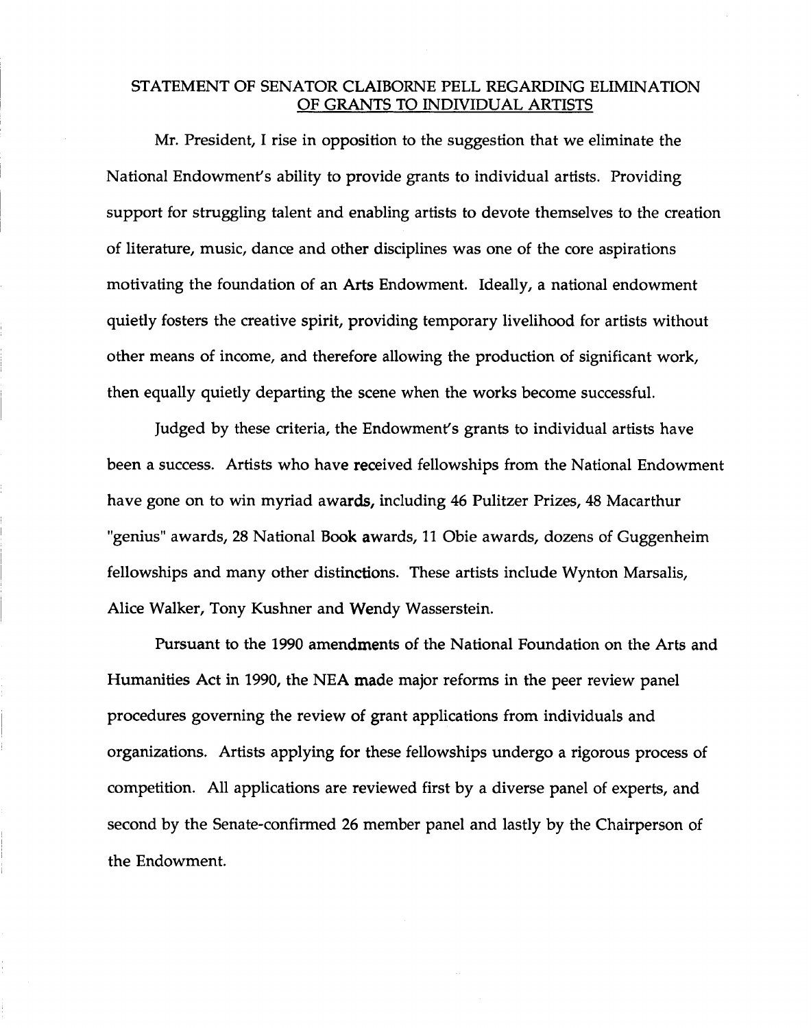## STATEMENT OF SENATOR CLAIBORNE PELL REGARDING ELIMINATION OF GRANTS TO INDIVIDUAL ARTISTS

Mr. President, I rise in opposition to the suggestion that we eliminate the National Endowment's ability to provide grants to individual artists. Providing support for struggling talent and enabling artists to devote themselves to the creation of literature, music, dance and other disciplines was one of the core aspirations motivating the foundation of an Arts Endowment. Ideally, a national endowment quietly fosters the creative spirit, providing temporary livelihood for artists without other means of income, and therefore allowing the production of significant work, then equally quietly departing the scene when the works become successful.

Judged by these criteria, the Endowment's grants to individual artists have been a success. Artists who have received fellowships from the National Endowment have gone on to win myriad awards, including 46 Pulitzer Prizes, 48 Macarthur "genius" awards, 28 National Book awards, 11 Obie awards, dozens of Guggenheim fellowships and many other distinctions. These artists include Wynton Marsalis, Alice Walker, Tony Kushner and Wendy Wasserstein.

Pursuant to the 1990 amendments of the National Foundation on the Arts and Humanities Act in 1990, the NEA made major reforms in the peer review panel procedures governing the review of grant applications from individuals and organizations. Artists applying for these fellowships undergo a rigorous process of competition. All applications are reviewed first by a diverse panel of experts, and second by the Senate-confirmed 26 member panel and lastly by the Chairperson of the Endowment.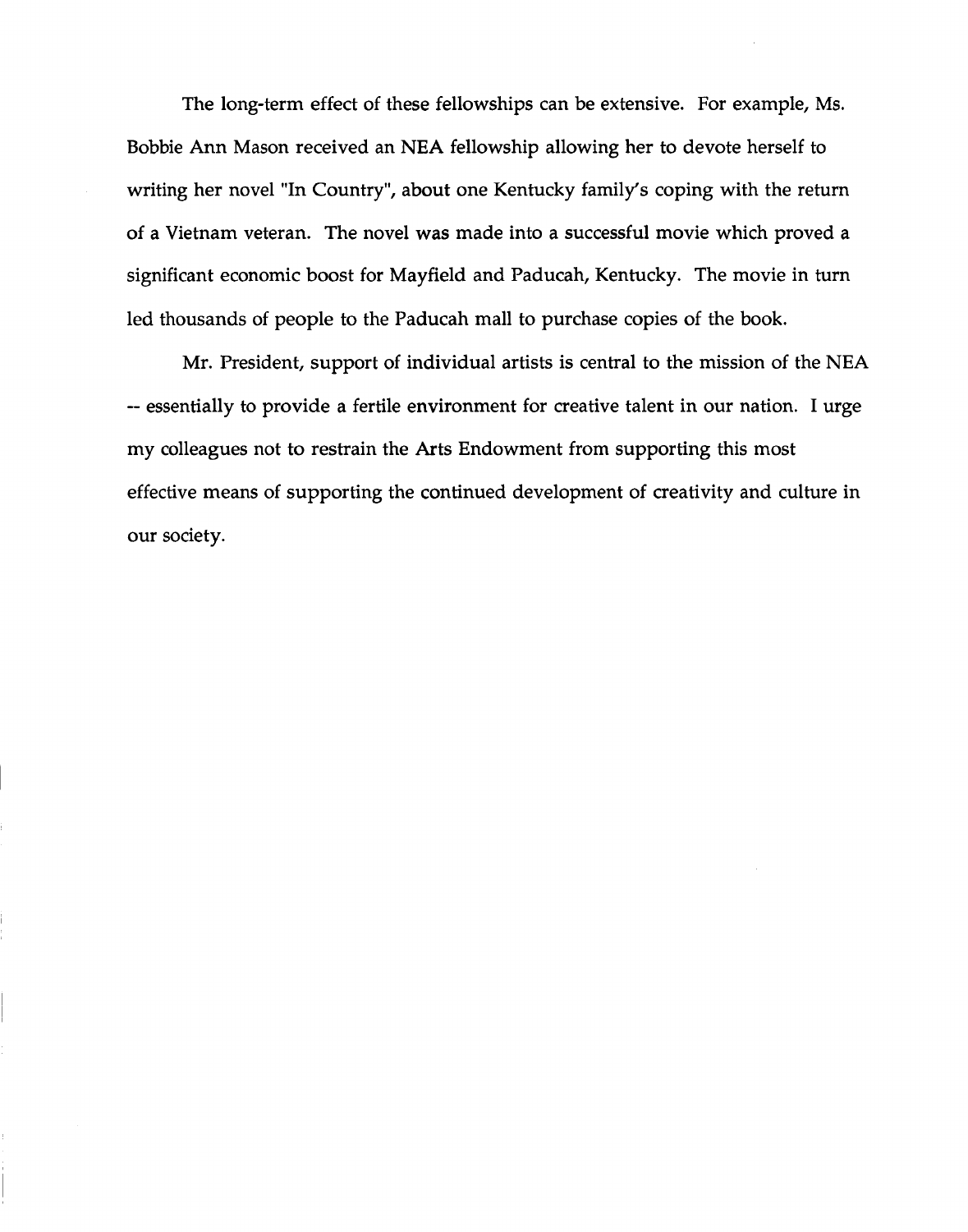The long-term effect of these fellowships can be extensive. For example, Ms. Bobbie Ann Mason received an NEA fellowship allowing her to devote herself to writing her novel "In Country", about one Kentucky family's coping with the return of a Vietnam veteran. The novel was made into a successful movie which proved a significant economic boost for Mayfield and Paducah, Kentucky. The movie in turn led thousands of people to the Paducah mall to purchase copies of the book.

Mr. President, support of individual artists is central to the mission of the NEA -- essentially to provide a fertile environment for creative talent in our nation. I urge my colleagues not to restrain the Arts Endowment from supporting this most effective means of supporting the continued development of creativity and culture in our society.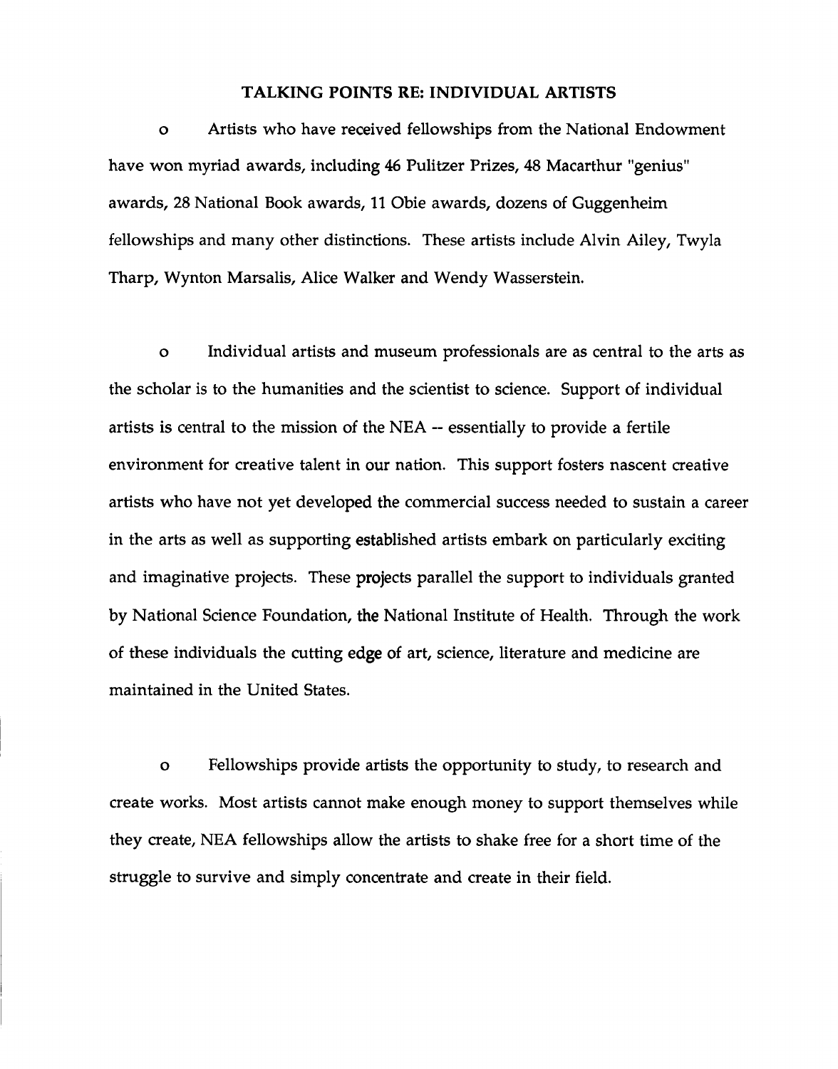## TALKING POINTS RE: INDIVIDUAL ARTISTS

- Artists who have received fellowships from the National Endowment have won myriad awards, including 46 Pulitzer Prizes, 48 Macarthur "genius" awards, 28 National Book awards, 11 Obie awards, dozens of Guggenheim fellowships and many other distinctions. These artists include Alvin Ailey, Twyla Tharp, Wynton Marsalis, Alice Walker and Wendy Wasserstein.

- Individual artists and museum professionals are as central to the arts as the scholar is to the humanities and the scientist to science. Support of individual artists is central to the mission of the NEA -- essentially to provide a fertile environment for creative talent in our nation. This support fosters nascent creative artists who have not yet developed the commercial success needed to sustain a career in the arts as well as supporting established artists embark on particularly exciting and imaginative projects. These projects parallel the support to individuals granted by National Science Foundation, the National Institute of Health. Through the work of these individuals the cutting edge of art, science, literature and medicine are maintained in the United States.

- Fellowships provide artists the opportunity to study, to research and create works. Most artists cannot make enough money to support themselves while they create, NEA fellowships allow the artists to shake free for a short time of the struggle to survive and simply concentrate and create in their field.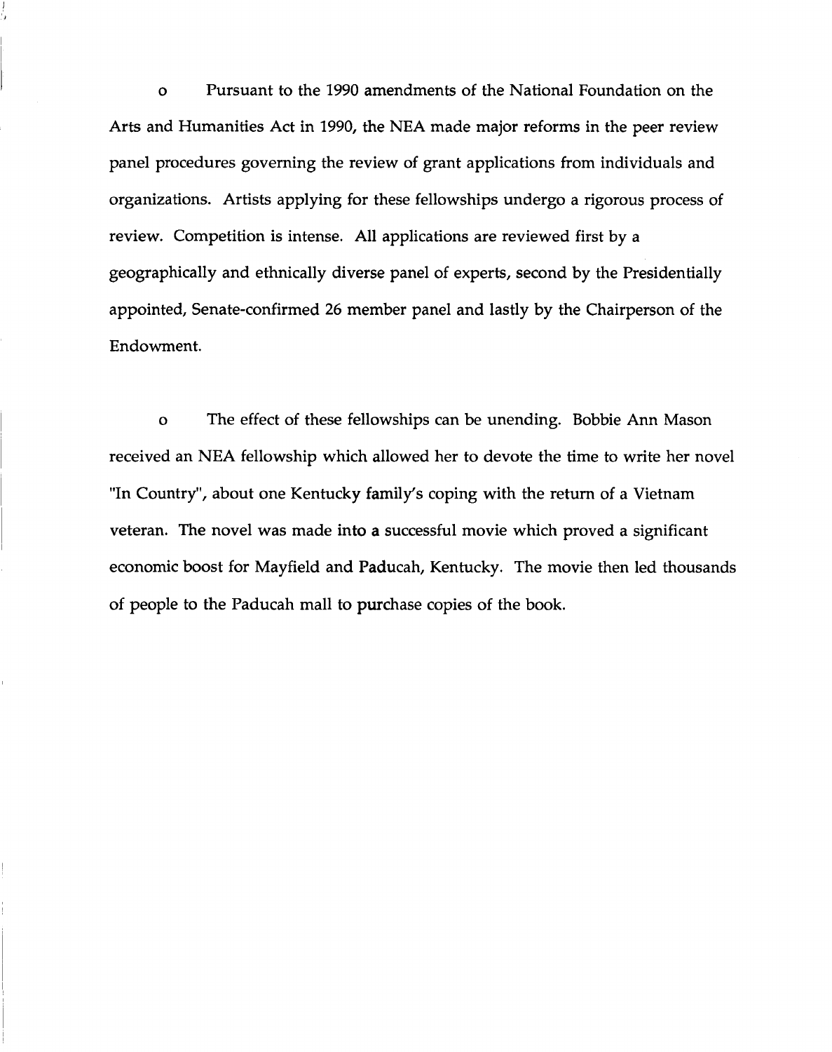- Pursuant to the 1990 amendments of the National Foundation on the Arts and Humanities Act in 1990, the NEA made major reforms in the peer review panel procedures governing the review of grant applications from individuals and organizations. Artists applying for these fellowships undergo a rigorous process of review. Competition is intense. All applications are reviewed first by a geographically and ethnically diverse panel of experts, second by the Presidentially appointed, Senate-confirmed 26 member panel and lastly by the Chairperson of the Endowment.

- The effect of these fellowships can be unending. Bobbie Ann Mason received an NEA fellowship which allowed her to devote the time to write her novel "In Country", about one Kentucky family's coping with the return of a Vietnam veteran. The novel was made into a successful movie which proved a significant economic boost for Mayfield and Paducah, Kentucky. The movie then led thousands of people to the Paducah mall to purchase copies of the book.